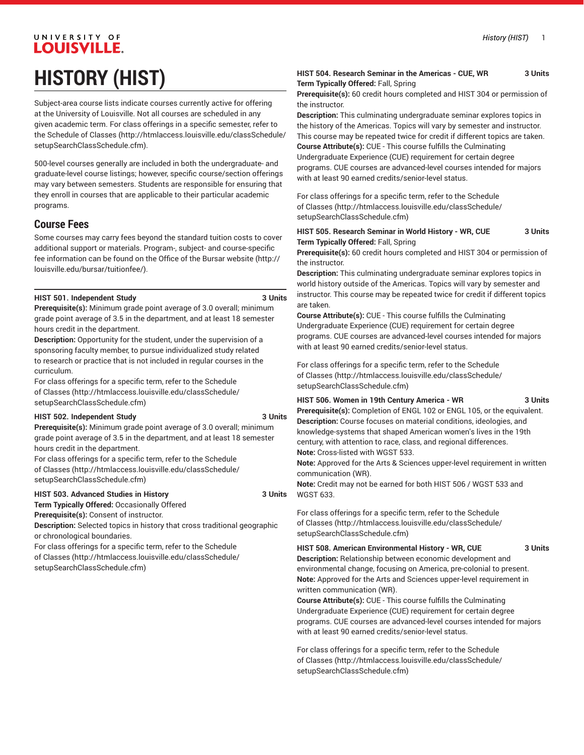# HISTORY (HIST)

Subject-area course lists indicate courses currently active for offering at the University of Louisville. Not all courses are scheduled in any given academic term. For class offerings in a specific semester, refer to the Schedule of Classes (http://htmlaccess.louisville.edu/classSchedule/setupSearchClassSchedule.cfm).

500-level courses generally are included in both the undergraduate- and graduate-level course listings; however, specific course/section offerings may vary between semesters. Students are responsible for ensuring that they enroll in courses that are applicable to their particular academic programs.

## Course Fees

Some courses may carry fees beyond the standard tuition costs to cover additional support or materials. Program-, subject- and course-specific fee information can be found on the Office of the Bursar website (http://louisville.edu/bursar/tuitionfee/).

**HIST 501. Independent Study 3 Units**
**Prerequisite(s):** Minimum grade point average of 3.0 overall; minimum grade point average of 3.5 in the department, and at least 18 semester hours credit in the department.
**Description:** Opportunity for the student, under the supervision of a sponsoring faculty member, to pursue individualized study related to research or practice that is not included in regular courses in the curriculum.
For class offerings for a specific term, refer to the Schedule of Classes (http://htmlaccess.louisville.edu/classSchedule/setupSearchClassSchedule.cfm)

**HIST 502. Independent Study 3 Units**
**Prerequisite(s):** Minimum grade point average of 3.0 overall; minimum grade point average of 3.5 in the department, and at least 18 semester hours credit in the department.
For class offerings for a specific term, refer to the Schedule of Classes (http://htmlaccess.louisville.edu/classSchedule/setupSearchClassSchedule.cfm)

**HIST 503. Advanced Studies in History 3 Units**
**Term Typically Offered:** Occasionally Offered
**Prerequisite(s):** Consent of instructor.
**Description:** Selected topics in history that cross traditional geographic or chronological boundaries.
For class offerings for a specific term, refer to the Schedule of Classes (http://htmlaccess.louisville.edu/classSchedule/setupSearchClassSchedule.cfm)

**HIST 504. Research Seminar in the Americas - CUE, WR 3 Units**
**Term Typically Offered:** Fall, Spring
**Prerequisite(s):** 60 credit hours completed and HIST 304 or permission of the instructor.
**Description:** This culminating undergraduate seminar explores topics in the history of the Americas. Topics will vary by semester and instructor. This course may be repeated twice for credit if different topics are taken.
**Course Attribute(s):** CUE - This course fulfills the Culminating Undergraduate Experience (CUE) requirement for certain degree programs. CUE courses are advanced-level courses intended for majors with at least 90 earned credits/senior-level status.

For class offerings for a specific term, refer to the Schedule of Classes (http://htmlaccess.louisville.edu/classSchedule/setupSearchClassSchedule.cfm)

**HIST 505. Research Seminar in World History - WR, CUE 3 Units**
**Term Typically Offered:** Fall, Spring
**Prerequisite(s):** 60 credit hours completed and HIST 304 or permission of the instructor.
**Description:** This culminating undergraduate seminar explores topics in world history outside of the Americas. Topics will vary by semester and instructor. This course may be repeated twice for credit if different topics are taken.
**Course Attribute(s):** CUE - This course fulfills the Culminating Undergraduate Experience (CUE) requirement for certain degree programs. CUE courses are advanced-level courses intended for majors with at least 90 earned credits/senior-level status.

For class offerings for a specific term, refer to the Schedule of Classes (http://htmlaccess.louisville.edu/classSchedule/setupSearchClassSchedule.cfm)

**HIST 506. Women in 19th Century America - WR 3 Units**
**Prerequisite(s):** Completion of ENGL 102 or ENGL 105, or the equivalent.
**Description:** Course focuses on material conditions, ideologies, and knowledge-systems that shaped American women's lives in the 19th century, with attention to race, class, and regional differences.
**Note:** Cross-listed with WGST 533.
**Note:** Approved for the Arts & Sciences upper-level requirement in written communication (WR).
**Note:** Credit may not be earned for both HIST 506 / WGST 533 and WGST 633.

For class offerings for a specific term, refer to the Schedule of Classes (http://htmlaccess.louisville.edu/classSchedule/setupSearchClassSchedule.cfm)

**HIST 508. American Environmental History - WR, CUE 3 Units**
**Description:** Relationship between economic development and environmental change, focusing on America, pre-colonial to present.
**Note:** Approved for the Arts and Sciences upper-level requirement in written communication (WR).
**Course Attribute(s):** CUE - This course fulfills the Culminating Undergraduate Experience (CUE) requirement for certain degree programs. CUE courses are advanced-level courses intended for majors with at least 90 earned credits/senior-level status.

For class offerings for a specific term, refer to the Schedule of Classes (http://htmlaccess.louisville.edu/classSchedule/setupSearchClassSchedule.cfm)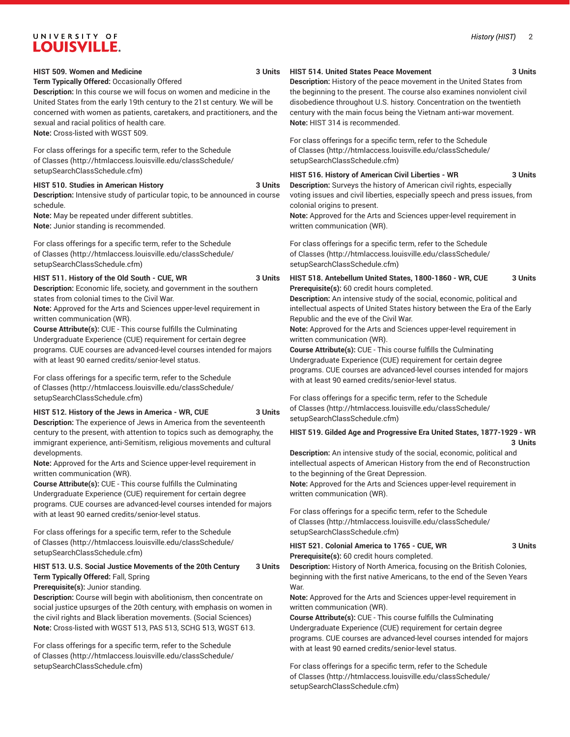### HIST 509. Women and Medicine 3 Units

**Term Typically Offered:** Occasionally Offered

**Description:** In this course we will focus on women and medicine in the United States from the early 19th century to the 21st century. We will be concerned with women as patients, caretakers, and practitioners, and the sexual and racial politics of health care.

**Note:** Cross-listed with WGST 509.

For class offerings for a specific term, refer to the Schedule of Classes (http://htmlaccess.louisville.edu/classSchedule/setupSearchClassSchedule.cfm)

### HIST 510. Studies in American History 3 Units

**Description:** Intensive study of particular topic, to be announced in course schedule.

**Note:** May be repeated under different subtitles.

**Note:** Junior standing is recommended.

For class offerings for a specific term, refer to the Schedule of Classes (http://htmlaccess.louisville.edu/classSchedule/setupSearchClassSchedule.cfm)

### HIST 511. History of the Old South - CUE, WR 3 Units

**Description:** Economic life, society, and government in the southern states from colonial times to the Civil War.

**Note:** Approved for the Arts and Sciences upper-level requirement in written communication (WR).

**Course Attribute(s):** CUE - This course fulfills the Culminating Undergraduate Experience (CUE) requirement for certain degree programs. CUE courses are advanced-level courses intended for majors with at least 90 earned credits/senior-level status.

For class offerings for a specific term, refer to the Schedule of Classes (http://htmlaccess.louisville.edu/classSchedule/setupSearchClassSchedule.cfm)

### HIST 512. History of the Jews in America - WR, CUE 3 Units

**Description:** The experience of Jews in America from the seventeenth century to the present, with attention to topics such as demography, the immigrant experience, anti-Semitism, religious movements and cultural developments.

**Note:** Approved for the Arts and Science upper-level requirement in written communication (WR).

**Course Attribute(s):** CUE - This course fulfills the Culminating Undergraduate Experience (CUE) requirement for certain degree programs. CUE courses are advanced-level courses intended for majors with at least 90 earned credits/senior-level status.

For class offerings for a specific term, refer to the Schedule of Classes (http://htmlaccess.louisville.edu/classSchedule/setupSearchClassSchedule.cfm)

### HIST 513. U.S. Social Justice Movements of the 20th Century 3 Units

**Term Typically Offered:** Fall, Spring

**Prerequisite(s):** Junior standing.

**Description:** Course will begin with abolitionism, then concentrate on social justice upsurges of the 20th century, with emphasis on women in the civil rights and Black liberation movements. (Social Sciences)

**Note:** Cross-listed with WGST 513, PAS 513, SCHG 513, WGST 613.

For class offerings for a specific term, refer to the Schedule of Classes (http://htmlaccess.louisville.edu/classSchedule/setupSearchClassSchedule.cfm)

### HIST 514. United States Peace Movement 3 Units

**Description:** History of the peace movement in the United States from the beginning to the present. The course also examines nonviolent civil disobedience throughout U.S. history. Concentration on the twentieth century with the main focus being the Vietnam anti-war movement.

**Note:** HIST 314 is recommended.

For class offerings for a specific term, refer to the Schedule of Classes (http://htmlaccess.louisville.edu/classSchedule/setupSearchClassSchedule.cfm)

### HIST 516. History of American Civil Liberties - WR 3 Units

**Description:** Surveys the history of American civil rights, especially voting issues and civil liberties, especially speech and press issues, from colonial origins to present.

**Note:** Approved for the Arts and Sciences upper-level requirement in written communication (WR).

For class offerings for a specific term, refer to the Schedule of Classes (http://htmlaccess.louisville.edu/classSchedule/setupSearchClassSchedule.cfm)

### HIST 518. Antebellum United States, 1800-1860 - WR, CUE 3 Units

**Prerequisite(s):** 60 credit hours completed.

**Description:** An intensive study of the social, economic, political and intellectual aspects of United States history between the Era of the Early Republic and the eve of the Civil War.

**Note:** Approved for the Arts and Sciences upper-level requirement in written communication (WR).

**Course Attribute(s):** CUE - This course fulfills the Culminating Undergraduate Experience (CUE) requirement for certain degree programs. CUE courses are advanced-level courses intended for majors with at least 90 earned credits/senior-level status.

For class offerings for a specific term, refer to the Schedule of Classes (http://htmlaccess.louisville.edu/classSchedule/setupSearchClassSchedule.cfm)

### HIST 519. Gilded Age and Progressive Era United States, 1877-1929 - WR 3 Units

**Description:** An intensive study of the social, economic, political and intellectual aspects of American History from the end of Reconstruction to the beginning of the Great Depression.

**Note:** Approved for the Arts and Sciences upper-level requirement in written communication (WR).

For class offerings for a specific term, refer to the Schedule of Classes (http://htmlaccess.louisville.edu/classSchedule/setupSearchClassSchedule.cfm)

### HIST 521. Colonial America to 1765 - CUE, WR 3 Units

**Prerequisite(s):** 60 credit hours completed.

**Description:** History of North America, focusing on the British Colonies, beginning with the first native Americans, to the end of the Seven Years War.

**Note:** Approved for the Arts and Sciences upper-level requirement in written communication (WR).

**Course Attribute(s):** CUE - This course fulfills the Culminating Undergraduate Experience (CUE) requirement for certain degree programs. CUE courses are advanced-level courses intended for majors with at least 90 earned credits/senior-level status.

For class offerings for a specific term, refer to the Schedule of Classes (http://htmlaccess.louisville.edu/classSchedule/setupSearchClassSchedule.cfm)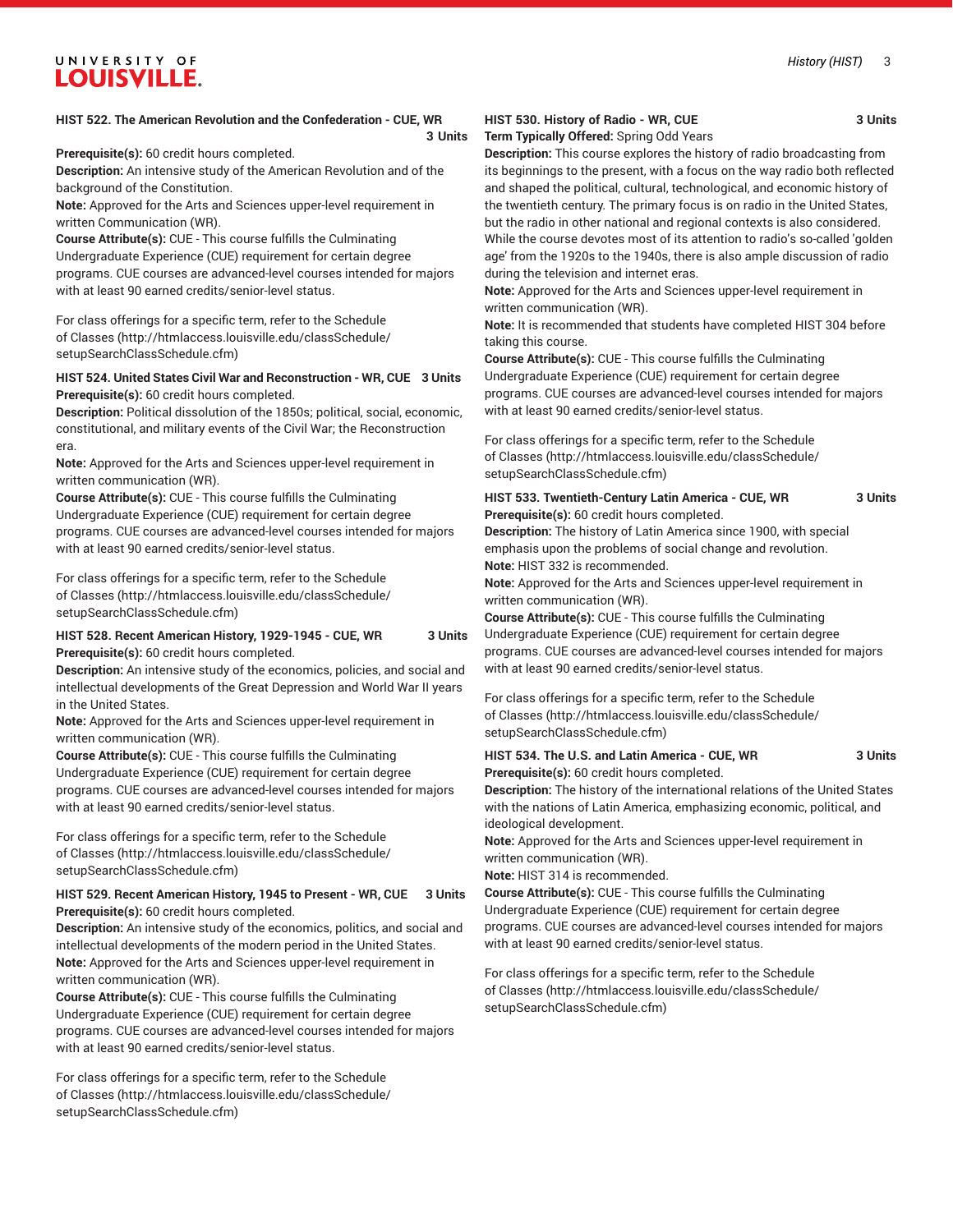**HIST 522. The American Revolution and the Confederation - CUE, WR** **3 Units**

**Prerequisite(s):** 60 credit hours completed.

**Description:** An intensive study of the American Revolution and of the background of the Constitution.

**Note:** Approved for the Arts and Sciences upper-level requirement in written Communication (WR).

**Course Attribute(s):** CUE - This course fulfills the Culminating Undergraduate Experience (CUE) requirement for certain degree programs. CUE courses are advanced-level courses intended for majors with at least 90 earned credits/senior-level status.

For class offerings for a specific term, refer to the Schedule of Classes (http://htmlaccess.louisville.edu/classSchedule/setupSearchClassSchedule.cfm)

**HIST 524. United States Civil War and Reconstruction - WR, CUE** **3 Units**

**Prerequisite(s):** 60 credit hours completed.

**Description:** Political dissolution of the 1850s; political, social, economic, constitutional, and military events of the Civil War; the Reconstruction era.

**Note:** Approved for the Arts and Sciences upper-level requirement in written communication (WR).

**Course Attribute(s):** CUE - This course fulfills the Culminating Undergraduate Experience (CUE) requirement for certain degree programs. CUE courses are advanced-level courses intended for majors with at least 90 earned credits/senior-level status.

For class offerings for a specific term, refer to the Schedule of Classes (http://htmlaccess.louisville.edu/classSchedule/setupSearchClassSchedule.cfm)

**HIST 528. Recent American History, 1929-1945 - CUE, WR** **3 Units**

**Prerequisite(s):** 60 credit hours completed.

**Description:** An intensive study of the economics, policies, and social and intellectual developments of the Great Depression and World War II years in the United States.

**Note:** Approved for the Arts and Sciences upper-level requirement in written communication (WR).

**Course Attribute(s):** CUE - This course fulfills the Culminating Undergraduate Experience (CUE) requirement for certain degree programs. CUE courses are advanced-level courses intended for majors with at least 90 earned credits/senior-level status.

For class offerings for a specific term, refer to the Schedule of Classes (http://htmlaccess.louisville.edu/classSchedule/setupSearchClassSchedule.cfm)

**HIST 529. Recent American History, 1945 to Present - WR, CUE** **3 Units**

**Prerequisite(s):** 60 credit hours completed.

**Description:** An intensive study of the economics, politics, and social and intellectual developments of the modern period in the United States.

**Note:** Approved for the Arts and Sciences upper-level requirement in written communication (WR).

**Course Attribute(s):** CUE - This course fulfills the Culminating Undergraduate Experience (CUE) requirement for certain degree programs. CUE courses are advanced-level courses intended for majors with at least 90 earned credits/senior-level status.

For class offerings for a specific term, refer to the Schedule of Classes (http://htmlaccess.louisville.edu/classSchedule/setupSearchClassSchedule.cfm)

**HIST 530. History of Radio - WR, CUE** **3 Units**

**Term Typically Offered:** Spring Odd Years

**Description:** This course explores the history of radio broadcasting from its beginnings to the present, with a focus on the way radio both reflected and shaped the political, cultural, technological, and economic history of the twentieth century. The primary focus is on radio in the United States, but the radio in other national and regional contexts is also considered. While the course devotes most of its attention to radio's so-called 'golden age' from the 1920s to the 1940s, there is also ample discussion of radio during the television and internet eras.

**Note:** Approved for the Arts and Sciences upper-level requirement in written communication (WR).

**Note:** It is recommended that students have completed HIST 304 before taking this course.

**Course Attribute(s):** CUE - This course fulfills the Culminating Undergraduate Experience (CUE) requirement for certain degree programs. CUE courses are advanced-level courses intended for majors with at least 90 earned credits/senior-level status.

For class offerings for a specific term, refer to the Schedule of Classes (http://htmlaccess.louisville.edu/classSchedule/setupSearchClassSchedule.cfm)

**HIST 533. Twentieth-Century Latin America - CUE, WR** **3 Units**

**Prerequisite(s):** 60 credit hours completed.

**Description:** The history of Latin America since 1900, with special emphasis upon the problems of social change and revolution.

**Note:** HIST 332 is recommended.

**Note:** Approved for the Arts and Sciences upper-level requirement in written communication (WR).

**Course Attribute(s):** CUE - This course fulfills the Culminating Undergraduate Experience (CUE) requirement for certain degree programs. CUE courses are advanced-level courses intended for majors with at least 90 earned credits/senior-level status.

For class offerings for a specific term, refer to the Schedule of Classes (http://htmlaccess.louisville.edu/classSchedule/setupSearchClassSchedule.cfm)

**HIST 534. The U.S. and Latin America - CUE, WR** **3 Units**

**Prerequisite(s):** 60 credit hours completed.

**Description:** The history of the international relations of the United States with the nations of Latin America, emphasizing economic, political, and ideological development.

**Note:** Approved for the Arts and Sciences upper-level requirement in written communication (WR).

**Note:** HIST 314 is recommended.

**Course Attribute(s):** CUE - This course fulfills the Culminating Undergraduate Experience (CUE) requirement for certain degree programs. CUE courses are advanced-level courses intended for majors with at least 90 earned credits/senior-level status.

For class offerings for a specific term, refer to the Schedule of Classes (http://htmlaccess.louisville.edu/classSchedule/setupSearchClassSchedule.cfm)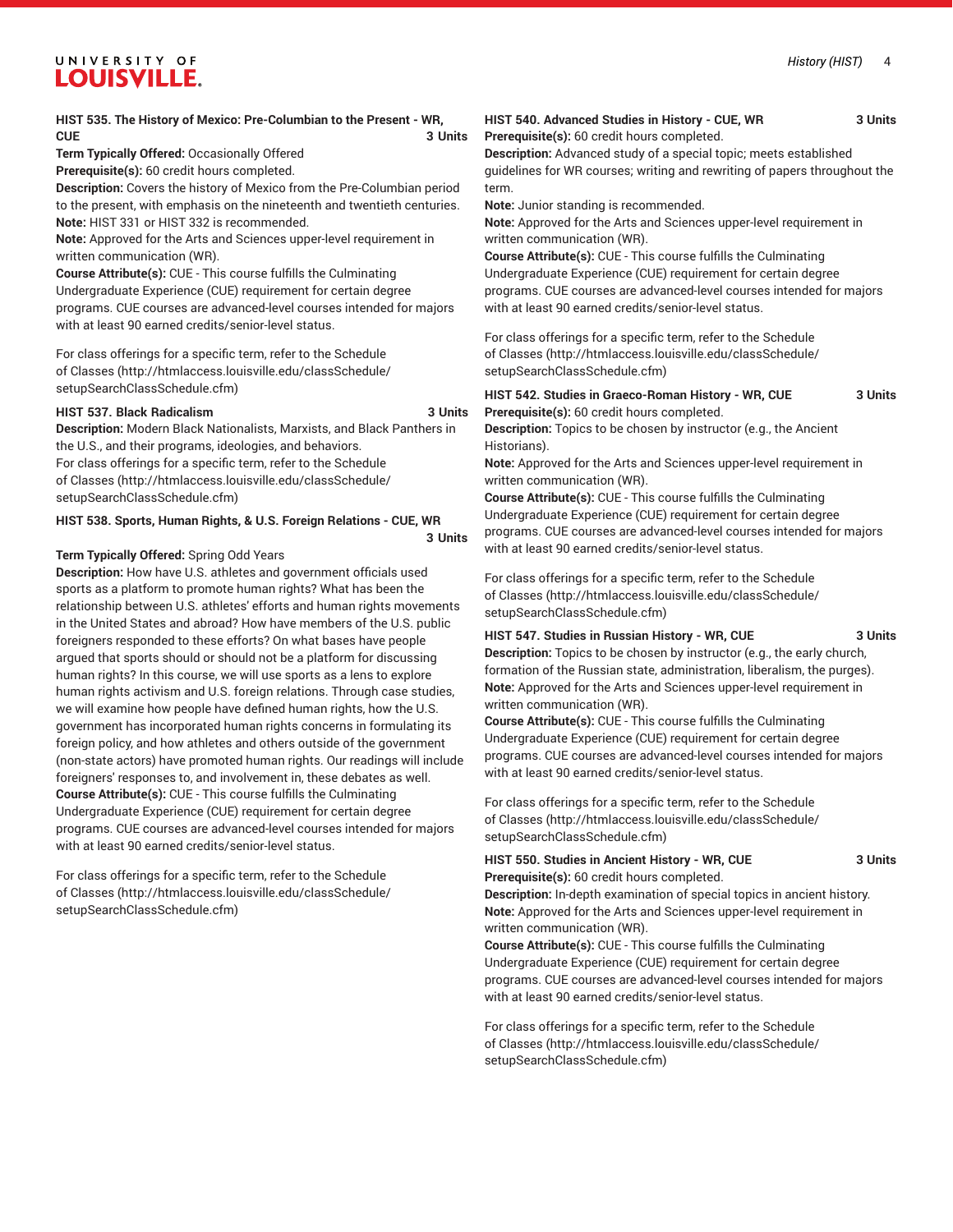**HIST 535. The History of Mexico: Pre-Columbian to the Present - WR, CUE** 3 Units

**Term Typically Offered:** Occasionally Offered
**Prerequisite(s):** 60 credit hours completed.
**Description:** Covers the history of Mexico from the Pre-Columbian period to the present, with emphasis on the nineteenth and twentieth centuries.
**Note:** HIST 331 or HIST 332 is recommended.
**Note:** Approved for the Arts and Sciences upper-level requirement in written communication (WR).
**Course Attribute(s):** CUE - This course fulfills the Culminating Undergraduate Experience (CUE) requirement for certain degree programs. CUE courses are advanced-level courses intended for majors with at least 90 earned credits/senior-level status.

For class offerings for a specific term, refer to the Schedule of Classes (http://htmlaccess.louisville.edu/classSchedule/setupSearchClassSchedule.cfm)

**HIST 537. Black Radicalism** 3 Units

**Description:** Modern Black Nationalists, Marxists, and Black Panthers in the U.S., and their programs, ideologies, and behaviors.
For class offerings for a specific term, refer to the Schedule of Classes (http://htmlaccess.louisville.edu/classSchedule/setupSearchClassSchedule.cfm)

**HIST 538. Sports, Human Rights, & U.S. Foreign Relations - CUE, WR** 3 Units

**Term Typically Offered:** Spring Odd Years
**Description:** How have U.S. athletes and government officials used sports as a platform to promote human rights? What has been the relationship between U.S. athletes' efforts and human rights movements in the United States and abroad? How have members of the U.S. public foreigners responded to these efforts? On what bases have people argued that sports should or should not be a platform for discussing human rights? In this course, we will use sports as a lens to explore human rights activism and U.S. foreign relations. Through case studies, we will examine how people have defined human rights, how the U.S. government has incorporated human rights concerns in formulating its foreign policy, and how athletes and others outside of the government (non-state actors) have promoted human rights. Our readings will include foreigners' responses to, and involvement in, these debates as well.
**Course Attribute(s):** CUE - This course fulfills the Culminating Undergraduate Experience (CUE) requirement for certain degree programs. CUE courses are advanced-level courses intended for majors with at least 90 earned credits/senior-level status.

For class offerings for a specific term, refer to the Schedule of Classes (http://htmlaccess.louisville.edu/classSchedule/setupSearchClassSchedule.cfm)

**HIST 540. Advanced Studies in History - CUE, WR** 3 Units

**Prerequisite(s):** 60 credit hours completed.
**Description:** Advanced study of a special topic; meets established guidelines for WR courses; writing and rewriting of papers throughout the term.
**Note:** Junior standing is recommended.
**Note:** Approved for the Arts and Sciences upper-level requirement in written communication (WR).
**Course Attribute(s):** CUE - This course fulfills the Culminating Undergraduate Experience (CUE) requirement for certain degree programs. CUE courses are advanced-level courses intended for majors with at least 90 earned credits/senior-level status.

For class offerings for a specific term, refer to the Schedule of Classes (http://htmlaccess.louisville.edu/classSchedule/setupSearchClassSchedule.cfm)

**HIST 542. Studies in Graeco-Roman History - WR, CUE** 3 Units

**Prerequisite(s):** 60 credit hours completed.
**Description:** Topics to be chosen by instructor (e.g., the Ancient Historians).
**Note:** Approved for the Arts and Sciences upper-level requirement in written communication (WR).
**Course Attribute(s):** CUE - This course fulfills the Culminating Undergraduate Experience (CUE) requirement for certain degree programs. CUE courses are advanced-level courses intended for majors with at least 90 earned credits/senior-level status.

For class offerings for a specific term, refer to the Schedule of Classes (http://htmlaccess.louisville.edu/classSchedule/setupSearchClassSchedule.cfm)

**HIST 547. Studies in Russian History - WR, CUE** 3 Units

**Description:** Topics to be chosen by instructor (e.g., the early church, formation of the Russian state, administration, liberalism, the purges).
**Note:** Approved for the Arts and Sciences upper-level requirement in written communication (WR).
**Course Attribute(s):** CUE - This course fulfills the Culminating Undergraduate Experience (CUE) requirement for certain degree programs. CUE courses are advanced-level courses intended for majors with at least 90 earned credits/senior-level status.

For class offerings for a specific term, refer to the Schedule of Classes (http://htmlaccess.louisville.edu/classSchedule/setupSearchClassSchedule.cfm)

**HIST 550. Studies in Ancient History - WR, CUE** 3 Units

**Prerequisite(s):** 60 credit hours completed.
**Description:** In-depth examination of special topics in ancient history.
**Note:** Approved for the Arts and Sciences upper-level requirement in written communication (WR).
**Course Attribute(s):** CUE - This course fulfills the Culminating Undergraduate Experience (CUE) requirement for certain degree programs. CUE courses are advanced-level courses intended for majors with at least 90 earned credits/senior-level status.

For class offerings for a specific term, refer to the Schedule of Classes (http://htmlaccess.louisville.edu/classSchedule/setupSearchClassSchedule.cfm)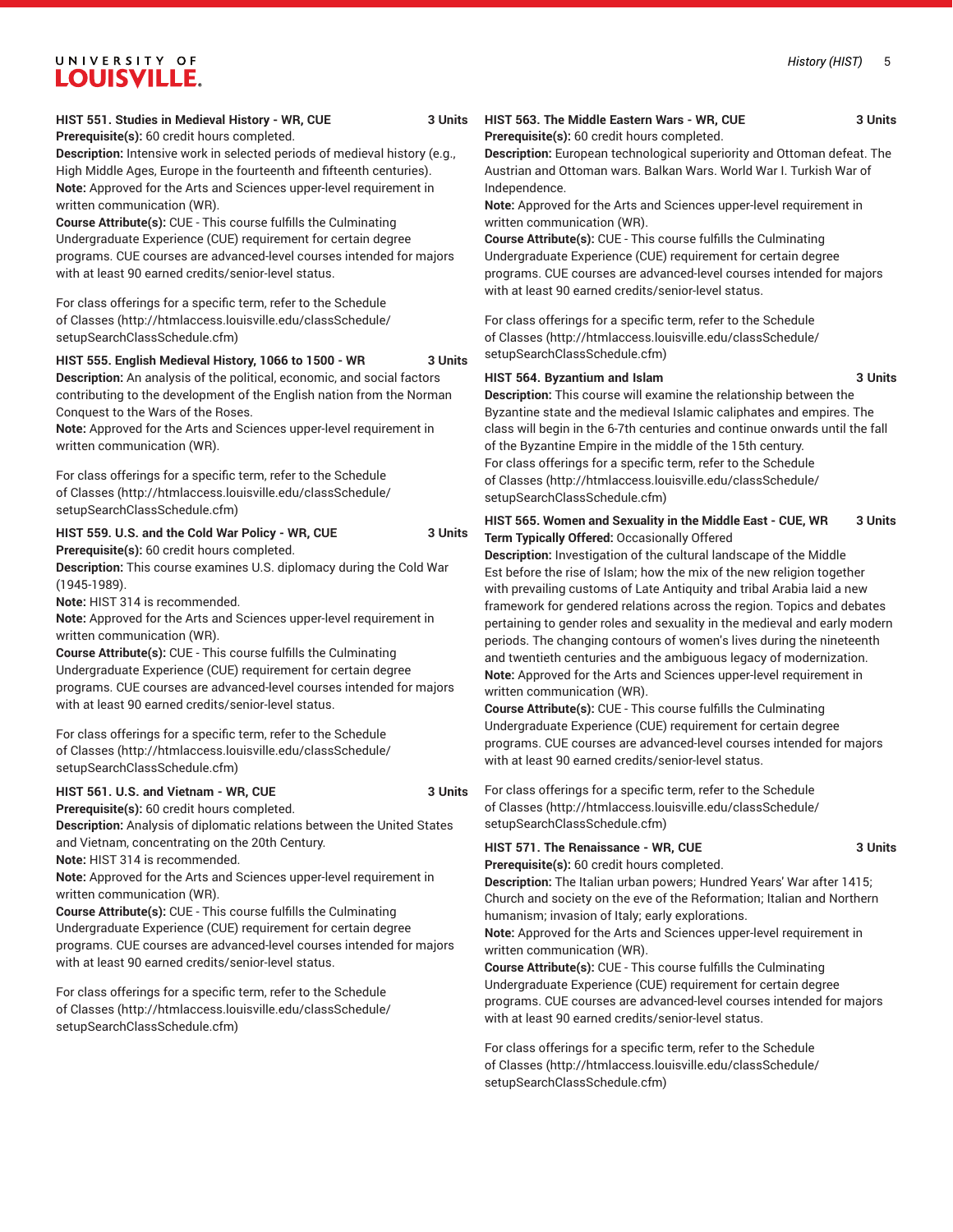**HIST 551. Studies in Medieval History - WR, CUE** 3 Units

**Prerequisite(s):** 60 credit hours completed.

**Description:** Intensive work in selected periods of medieval history (e.g., High Middle Ages, Europe in the fourteenth and fifteenth centuries).

**Note:** Approved for the Arts and Sciences upper-level requirement in written communication (WR).

**Course Attribute(s):** CUE - This course fulfills the Culminating Undergraduate Experience (CUE) requirement for certain degree programs. CUE courses are advanced-level courses intended for majors with at least 90 earned credits/senior-level status.

For class offerings for a specific term, refer to the Schedule of Classes (http://htmlaccess.louisville.edu/classSchedule/setupSearchClassSchedule.cfm)

**HIST 555. English Medieval History, 1066 to 1500 - WR** 3 Units

**Description:** An analysis of the political, economic, and social factors contributing to the development of the English nation from the Norman Conquest to the Wars of the Roses.

**Note:** Approved for the Arts and Sciences upper-level requirement in written communication (WR).

For class offerings for a specific term, refer to the Schedule of Classes (http://htmlaccess.louisville.edu/classSchedule/setupSearchClassSchedule.cfm)

**HIST 559. U.S. and the Cold War Policy - WR, CUE** 3 Units

**Prerequisite(s):** 60 credit hours completed.

**Description:** This course examines U.S. diplomacy during the Cold War (1945-1989).

**Note:** HIST 314 is recommended.

**Note:** Approved for the Arts and Sciences upper-level requirement in written communication (WR).

**Course Attribute(s):** CUE - This course fulfills the Culminating Undergraduate Experience (CUE) requirement for certain degree programs. CUE courses are advanced-level courses intended for majors with at least 90 earned credits/senior-level status.

For class offerings for a specific term, refer to the Schedule of Classes (http://htmlaccess.louisville.edu/classSchedule/setupSearchClassSchedule.cfm)

**HIST 561. U.S. and Vietnam - WR, CUE** 3 Units

**Prerequisite(s):** 60 credit hours completed.

**Description:** Analysis of diplomatic relations between the United States and Vietnam, concentrating on the 20th Century.

**Note:** HIST 314 is recommended.

**Note:** Approved for the Arts and Sciences upper-level requirement in written communication (WR).

**Course Attribute(s):** CUE - This course fulfills the Culminating Undergraduate Experience (CUE) requirement for certain degree programs. CUE courses are advanced-level courses intended for majors with at least 90 earned credits/senior-level status.

For class offerings for a specific term, refer to the Schedule of Classes (http://htmlaccess.louisville.edu/classSchedule/setupSearchClassSchedule.cfm)

**HIST 563. The Middle Eastern Wars - WR, CUE** 3 Units

**Prerequisite(s):** 60 credit hours completed.

**Description:** European technological superiority and Ottoman defeat. The Austrian and Ottoman wars. Balkan Wars. World War I. Turkish War of Independence.

**Note:** Approved for the Arts and Sciences upper-level requirement in written communication (WR).

**Course Attribute(s):** CUE - This course fulfills the Culminating Undergraduate Experience (CUE) requirement for certain degree programs. CUE courses are advanced-level courses intended for majors with at least 90 earned credits/senior-level status.

For class offerings for a specific term, refer to the Schedule of Classes (http://htmlaccess.louisville.edu/classSchedule/setupSearchClassSchedule.cfm)

**HIST 564. Byzantium and Islam** 3 Units

**Description:** This course will examine the relationship between the Byzantine state and the medieval Islamic caliphates and empires. The class will begin in the 6-7th centuries and continue onwards until the fall of the Byzantine Empire in the middle of the 15th century.

For class offerings for a specific term, refer to the Schedule of Classes (http://htmlaccess.louisville.edu/classSchedule/setupSearchClassSchedule.cfm)

**HIST 565. Women and Sexuality in the Middle East - CUE, WR** 3 Units

**Term Typically Offered:** Occasionally Offered

**Description:** Investigation of the cultural landscape of the Middle Est before the rise of Islam; how the mix of the new religion together with prevailing customs of Late Antiquity and tribal Arabia laid a new framework for gendered relations across the region. Topics and debates pertaining to gender roles and sexuality in the medieval and early modern periods. The changing contours of women's lives during the nineteenth and twentieth centuries and the ambiguous legacy of modernization.

**Note:** Approved for the Arts and Sciences upper-level requirement in written communication (WR).

**Course Attribute(s):** CUE - This course fulfills the Culminating Undergraduate Experience (CUE) requirement for certain degree programs. CUE courses are advanced-level courses intended for majors with at least 90 earned credits/senior-level status.

For class offerings for a specific term, refer to the Schedule of Classes (http://htmlaccess.louisville.edu/classSchedule/setupSearchClassSchedule.cfm)

**HIST 571. The Renaissance - WR, CUE** 3 Units

**Prerequisite(s):** 60 credit hours completed.

**Description:** The Italian urban powers; Hundred Years' War after 1415; Church and society on the eve of the Reformation; Italian and Northern humanism; invasion of Italy; early explorations.

**Note:** Approved for the Arts and Sciences upper-level requirement in written communication (WR).

**Course Attribute(s):** CUE - This course fulfills the Culminating Undergraduate Experience (CUE) requirement for certain degree programs. CUE courses are advanced-level courses intended for majors with at least 90 earned credits/senior-level status.

For class offerings for a specific term, refer to the Schedule of Classes (http://htmlaccess.louisville.edu/classSchedule/setupSearchClassSchedule.cfm)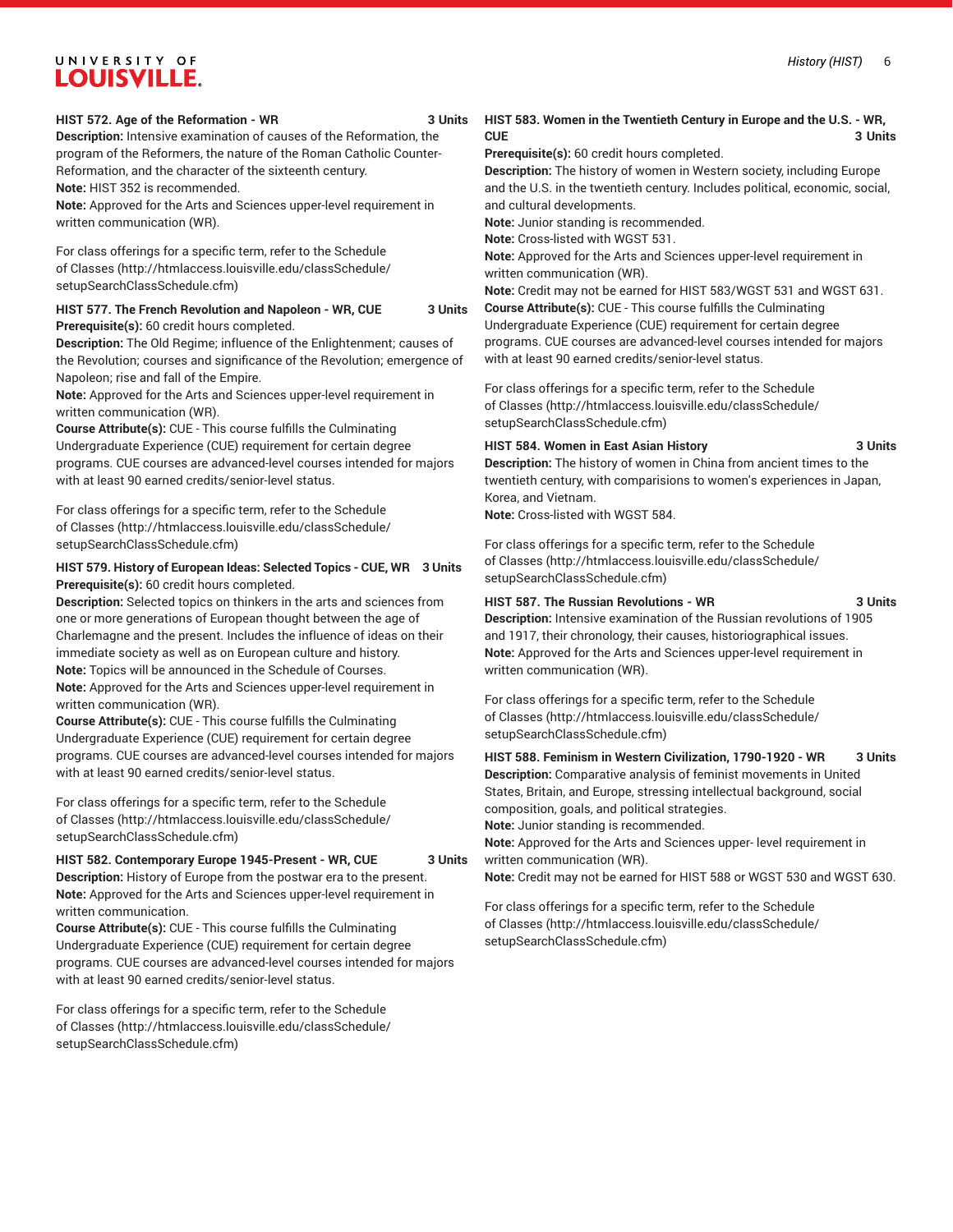### HIST 572. Age of the Reformation - WR 3 Units

**Description:** Intensive examination of causes of the Reformation, the program of the Reformers, the nature of the Roman Catholic Counter-Reformation, and the character of the sixteenth century.

**Note:** HIST 352 is recommended.

**Note:** Approved for the Arts and Sciences upper-level requirement in written communication (WR).

For class offerings for a specific term, refer to the Schedule of Classes (http://htmlaccess.louisville.edu/classSchedule/setupSearchClassSchedule.cfm)

### HIST 577. The French Revolution and Napoleon - WR, CUE 3 Units

**Prerequisite(s):** 60 credit hours completed.

**Description:** The Old Regime; influence of the Enlightenment; causes of the Revolution; courses and significance of the Revolution; emergence of Napoleon; rise and fall of the Empire.

**Note:** Approved for the Arts and Sciences upper-level requirement in written communication (WR).

**Course Attribute(s):** CUE - This course fulfills the Culminating Undergraduate Experience (CUE) requirement for certain degree programs. CUE courses are advanced-level courses intended for majors with at least 90 earned credits/senior-level status.

For class offerings for a specific term, refer to the Schedule of Classes (http://htmlaccess.louisville.edu/classSchedule/setupSearchClassSchedule.cfm)

### HIST 579. History of European Ideas: Selected Topics - CUE, WR 3 Units

**Prerequisite(s):** 60 credit hours completed.

**Description:** Selected topics on thinkers in the arts and sciences from one or more generations of European thought between the age of Charlemagne and the present. Includes the influence of ideas on their immediate society as well as on European culture and history.

**Note:** Topics will be announced in the Schedule of Courses.

**Note:** Approved for the Arts and Sciences upper-level requirement in written communication (WR).

**Course Attribute(s):** CUE - This course fulfills the Culminating Undergraduate Experience (CUE) requirement for certain degree programs. CUE courses are advanced-level courses intended for majors with at least 90 earned credits/senior-level status.

For class offerings for a specific term, refer to the Schedule of Classes (http://htmlaccess.louisville.edu/classSchedule/setupSearchClassSchedule.cfm)

### HIST 582. Contemporary Europe 1945-Present - WR, CUE 3 Units

**Description:** History of Europe from the postwar era to the present.

**Note:** Approved for the Arts and Sciences upper-level requirement in written communication.

**Course Attribute(s):** CUE - This course fulfills the Culminating Undergraduate Experience (CUE) requirement for certain degree programs. CUE courses are advanced-level courses intended for majors with at least 90 earned credits/senior-level status.

For class offerings for a specific term, refer to the Schedule of Classes (http://htmlaccess.louisville.edu/classSchedule/setupSearchClassSchedule.cfm)

### HIST 583. Women in the Twentieth Century in Europe and the U.S. - WR, CUE 3 Units

**Prerequisite(s):** 60 credit hours completed.

**Description:** The history of women in Western society, including Europe and the U.S. in the twentieth century. Includes political, economic, social, and cultural developments.

**Note:** Junior standing is recommended.

**Note:** Cross-listed with WGST 531.

**Note:** Approved for the Arts and Sciences upper-level requirement in written communication (WR).

**Note:** Credit may not be earned for HIST 583/WGST 531 and WGST 631.

**Course Attribute(s):** CUE - This course fulfills the Culminating Undergraduate Experience (CUE) requirement for certain degree programs. CUE courses are advanced-level courses intended for majors with at least 90 earned credits/senior-level status.

For class offerings for a specific term, refer to the Schedule of Classes (http://htmlaccess.louisville.edu/classSchedule/setupSearchClassSchedule.cfm)

### HIST 584. Women in East Asian History 3 Units

**Description:** The history of women in China from ancient times to the twentieth century, with comparisions to women's experiences in Japan, Korea, and Vietnam.

**Note:** Cross-listed with WGST 584.

For class offerings for a specific term, refer to the Schedule of Classes (http://htmlaccess.louisville.edu/classSchedule/setupSearchClassSchedule.cfm)

### HIST 587. The Russian Revolutions - WR 3 Units

**Description:** Intensive examination of the Russian revolutions of 1905 and 1917, their chronology, their causes, historiographical issues.

**Note:** Approved for the Arts and Sciences upper-level requirement in written communication (WR).

For class offerings for a specific term, refer to the Schedule of Classes (http://htmlaccess.louisville.edu/classSchedule/setupSearchClassSchedule.cfm)

### HIST 588. Feminism in Western Civilization, 1790-1920 - WR 3 Units

**Description:** Comparative analysis of feminist movements in United States, Britain, and Europe, stressing intellectual background, social composition, goals, and political strategies.

**Note:** Junior standing is recommended.

**Note:** Approved for the Arts and Sciences upper- level requirement in written communication (WR).

**Note:** Credit may not be earned for HIST 588 or WGST 530 and WGST 630.

For class offerings for a specific term, refer to the Schedule of Classes (http://htmlaccess.louisville.edu/classSchedule/setupSearchClassSchedule.cfm)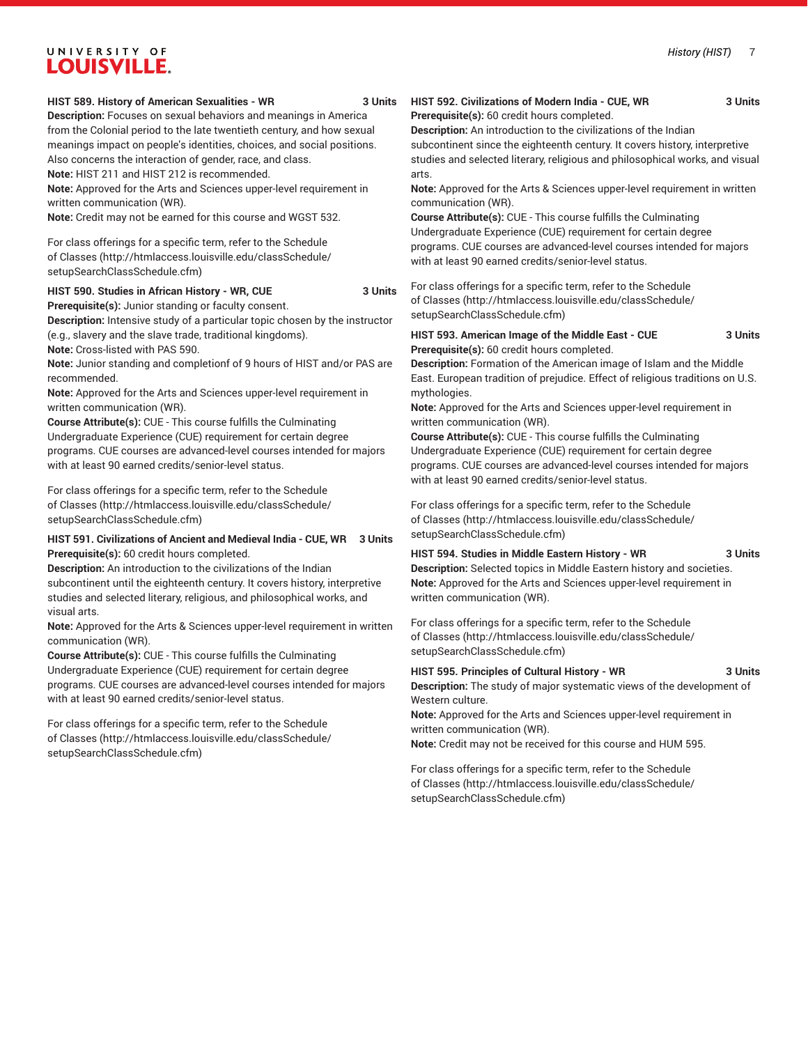**HIST 589. History of American Sexualities - WR 3 Units**

**Description:** Focuses on sexual behaviors and meanings in America from the Colonial period to the late twentieth century, and how sexual meanings impact on people's identities, choices, and social positions. Also concerns the interaction of gender, race, and class.

**Note:** HIST 211 and HIST 212 is recommended.

**Note:** Approved for the Arts and Sciences upper-level requirement in written communication (WR).

**Note:** Credit may not be earned for this course and WGST 532.

For class offerings for a specific term, refer to the Schedule of Classes (http://htmlaccess.louisville.edu/classSchedule/setupSearchClassSchedule.cfm)

**HIST 590. Studies in African History - WR, CUE 3 Units**

**Prerequisite(s):** Junior standing or faculty consent.

**Description:** Intensive study of a particular topic chosen by the instructor (e.g., slavery and the slave trade, traditional kingdoms).

**Note:** Cross-listed with PAS 590.

**Note:** Junior standing and completionf of 9 hours of HIST and/or PAS are recommended.

**Note:** Approved for the Arts and Sciences upper-level requirement in written communication (WR).

**Course Attribute(s):** CUE - This course fulfills the Culminating Undergraduate Experience (CUE) requirement for certain degree programs. CUE courses are advanced-level courses intended for majors with at least 90 earned credits/senior-level status.

For class offerings for a specific term, refer to the Schedule of Classes (http://htmlaccess.louisville.edu/classSchedule/setupSearchClassSchedule.cfm)

**HIST 591. Civilizations of Ancient and Medieval India - CUE, WR 3 Units**

**Prerequisite(s):** 60 credit hours completed.

**Description:** An introduction to the civilizations of the Indian subcontinent until the eighteenth century. It covers history, interpretive studies and selected literary, religious, and philosophical works, and visual arts.

**Note:** Approved for the Arts & Sciences upper-level requirement in written communication (WR).

**Course Attribute(s):** CUE - This course fulfills the Culminating Undergraduate Experience (CUE) requirement for certain degree programs. CUE courses are advanced-level courses intended for majors with at least 90 earned credits/senior-level status.

For class offerings for a specific term, refer to the Schedule of Classes (http://htmlaccess.louisville.edu/classSchedule/setupSearchClassSchedule.cfm)

**HIST 592. Civilizations of Modern India - CUE, WR 3 Units**

**Prerequisite(s):** 60 credit hours completed.

**Description:** An introduction to the civilizations of the Indian subcontinent since the eighteenth century. It covers history, interpretive studies and selected literary, religious and philosophical works, and visual arts.

**Note:** Approved for the Arts & Sciences upper-level requirement in written communication (WR).

**Course Attribute(s):** CUE - This course fulfills the Culminating Undergraduate Experience (CUE) requirement for certain degree programs. CUE courses are advanced-level courses intended for majors with at least 90 earned credits/senior-level status.

For class offerings for a specific term, refer to the Schedule of Classes (http://htmlaccess.louisville.edu/classSchedule/setupSearchClassSchedule.cfm)

**HIST 593. American Image of the Middle East - CUE 3 Units**

**Prerequisite(s):** 60 credit hours completed.

**Description:** Formation of the American image of Islam and the Middle East. European tradition of prejudice. Effect of religious traditions on U.S. mythologies.

**Note:** Approved for the Arts and Sciences upper-level requirement in written communication (WR).

**Course Attribute(s):** CUE - This course fulfills the Culminating Undergraduate Experience (CUE) requirement for certain degree programs. CUE courses are advanced-level courses intended for majors with at least 90 earned credits/senior-level status.

For class offerings for a specific term, refer to the Schedule of Classes (http://htmlaccess.louisville.edu/classSchedule/setupSearchClassSchedule.cfm)

**HIST 594. Studies in Middle Eastern History - WR 3 Units**

**Description:** Selected topics in Middle Eastern history and societies.

**Note:** Approved for the Arts and Sciences upper-level requirement in written communication (WR).

For class offerings for a specific term, refer to the Schedule of Classes (http://htmlaccess.louisville.edu/classSchedule/setupSearchClassSchedule.cfm)

**HIST 595. Principles of Cultural History - WR 3 Units**

**Description:** The study of major systematic views of the development of Western culture.

**Note:** Approved for the Arts and Sciences upper-level requirement in written communication (WR).

**Note:** Credit may not be received for this course and HUM 595.

For class offerings for a specific term, refer to the Schedule of Classes (http://htmlaccess.louisville.edu/classSchedule/setupSearchClassSchedule.cfm)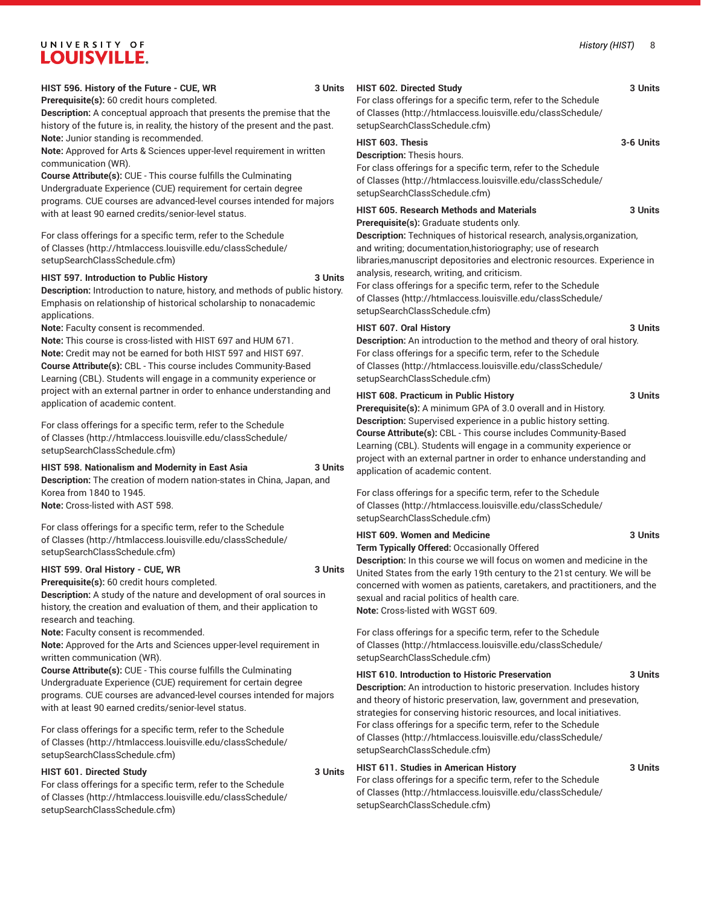**HIST 596. History of the Future - CUE, WR** **3 Units**

**Prerequisite(s):** 60 credit hours completed.

**Description:** A conceptual approach that presents the premise that the history of the future is, in reality, the history of the present and the past.

**Note:** Junior standing is recommended.

**Note:** Approved for Arts & Sciences upper-level requirement in written communication (WR).

**Course Attribute(s):** CUE - This course fulfills the Culminating Undergraduate Experience (CUE) requirement for certain degree programs. CUE courses are advanced-level courses intended for majors with at least 90 earned credits/senior-level status.

For class offerings for a specific term, refer to the Schedule of Classes (http://htmlaccess.louisville.edu/classSchedule/setupSearchClassSchedule.cfm)

**HIST 597. Introduction to Public History** **3 Units**

**Description:** Introduction to nature, history, and methods of public history. Emphasis on relationship of historical scholarship to nonacademic applications.

**Note:** Faculty consent is recommended.

**Note:** This course is cross-listed with HIST 697 and HUM 671.

**Note:** Credit may not be earned for both HIST 597 and HIST 697.

**Course Attribute(s):** CBL - This course includes Community-Based Learning (CBL). Students will engage in a community experience or project with an external partner in order to enhance understanding and application of academic content.

For class offerings for a specific term, refer to the Schedule of Classes (http://htmlaccess.louisville.edu/classSchedule/setupSearchClassSchedule.cfm)

**HIST 598. Nationalism and Modernity in East Asia** **3 Units**

**Description:** The creation of modern nation-states in China, Japan, and Korea from 1840 to 1945.

**Note:** Cross-listed with AST 598.

For class offerings for a specific term, refer to the Schedule of Classes (http://htmlaccess.louisville.edu/classSchedule/setupSearchClassSchedule.cfm)

**HIST 599. Oral History - CUE, WR** **3 Units**

**Prerequisite(s):** 60 credit hours completed.

**Description:** A study of the nature and development of oral sources in history, the creation and evaluation of them, and their application to research and teaching.

**Note:** Faculty consent is recommended.

**Note:** Approved for the Arts and Sciences upper-level requirement in written communication (WR).

**Course Attribute(s):** CUE - This course fulfills the Culminating Undergraduate Experience (CUE) requirement for certain degree programs. CUE courses are advanced-level courses intended for majors with at least 90 earned credits/senior-level status.

For class offerings for a specific term, refer to the Schedule of Classes (http://htmlaccess.louisville.edu/classSchedule/setupSearchClassSchedule.cfm)

**HIST 601. Directed Study** **3 Units**

For class offerings for a specific term, refer to the Schedule of Classes (http://htmlaccess.louisville.edu/classSchedule/setupSearchClassSchedule.cfm)

**HIST 602. Directed Study** **3 Units**

For class offerings for a specific term, refer to the Schedule of Classes (http://htmlaccess.louisville.edu/classSchedule/setupSearchClassSchedule.cfm)

**HIST 603. Thesis** **3-6 Units**

**Description:** Thesis hours.

For class offerings for a specific term, refer to the Schedule of Classes (http://htmlaccess.louisville.edu/classSchedule/setupSearchClassSchedule.cfm)

**HIST 605. Research Methods and Materials** **3 Units**

**Prerequisite(s):** Graduate students only.

**Description:** Techniques of historical research, analysis,organization, and writing; documentation,historiography; use of research libraries,manuscript depositories and electronic resources. Experience in analysis, research, writing, and criticism.

For class offerings for a specific term, refer to the Schedule of Classes (http://htmlaccess.louisville.edu/classSchedule/setupSearchClassSchedule.cfm)

**HIST 607. Oral History** **3 Units**

**Description:** An introduction to the method and theory of oral history.

For class offerings for a specific term, refer to the Schedule of Classes (http://htmlaccess.louisville.edu/classSchedule/setupSearchClassSchedule.cfm)

**HIST 608. Practicum in Public History** **3 Units**

**Prerequisite(s):** A minimum GPA of 3.0 overall and in History.

**Description:** Supervised experience in a public history setting.

**Course Attribute(s):** CBL - This course includes Community-Based Learning (CBL). Students will engage in a community experience or project with an external partner in order to enhance understanding and application of academic content.

For class offerings for a specific term, refer to the Schedule of Classes (http://htmlaccess.louisville.edu/classSchedule/setupSearchClassSchedule.cfm)

**HIST 609. Women and Medicine** **3 Units**

**Term Typically Offered:** Occasionally Offered

**Description:** In this course we will focus on women and medicine in the United States from the early 19th century to the 21st century. We will be concerned with women as patients, caretakers, and practitioners, and the sexual and racial politics of health care.

**Note:** Cross-listed with WGST 609.

For class offerings for a specific term, refer to the Schedule of Classes (http://htmlaccess.louisville.edu/classSchedule/setupSearchClassSchedule.cfm)

**HIST 610. Introduction to Historic Preservation** **3 Units**

**Description:** An introduction to historic preservation. Includes history and theory of historic preservation, law, government and presevation, strategies for conserving historic resources, and local initiatives.

For class offerings for a specific term, refer to the Schedule of Classes (http://htmlaccess.louisville.edu/classSchedule/setupSearchClassSchedule.cfm)

**HIST 611. Studies in American History** **3 Units**

For class offerings for a specific term, refer to the Schedule of Classes (http://htmlaccess.louisville.edu/classSchedule/setupSearchClassSchedule.cfm)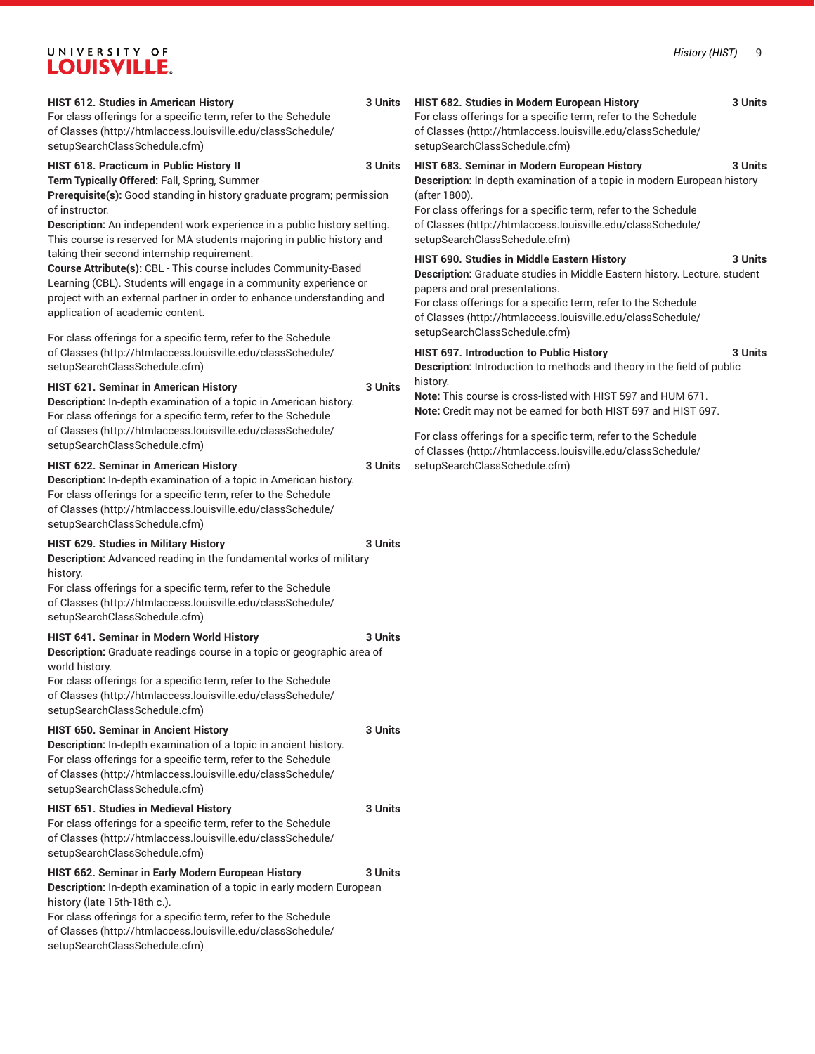**HIST 612. Studies in American History** 3 Units

For class offerings for a specific term, refer to the Schedule of Classes (http://htmlaccess.louisville.edu/classSchedule/setupSearchClassSchedule.cfm)

**HIST 618. Practicum in Public History II** 3 Units

**Term Typically Offered:** Fall, Spring, Summer

**Prerequisite(s):** Good standing in history graduate program; permission of instructor.

**Description:** An independent work experience in a public history setting. This course is reserved for MA students majoring in public history and taking their second internship requirement.

**Course Attribute(s):** CBL - This course includes Community-Based Learning (CBL). Students will engage in a community experience or project with an external partner in order to enhance understanding and application of academic content.

For class offerings for a specific term, refer to the Schedule of Classes (http://htmlaccess.louisville.edu/classSchedule/setupSearchClassSchedule.cfm)

**HIST 621. Seminar in American History** 3 Units

**Description:** In-depth examination of a topic in American history.

For class offerings for a specific term, refer to the Schedule of Classes (http://htmlaccess.louisville.edu/classSchedule/setupSearchClassSchedule.cfm)

**HIST 622. Seminar in American History** 3 Units

**Description:** In-depth examination of a topic in American history.

For class offerings for a specific term, refer to the Schedule of Classes (http://htmlaccess.louisville.edu/classSchedule/setupSearchClassSchedule.cfm)

**HIST 629. Studies in Military History** 3 Units

**Description:** Advanced reading in the fundamental works of military history.

For class offerings for a specific term, refer to the Schedule of Classes (http://htmlaccess.louisville.edu/classSchedule/setupSearchClassSchedule.cfm)

**HIST 641. Seminar in Modern World History** 3 Units

**Description:** Graduate readings course in a topic or geographic area of world history.

For class offerings for a specific term, refer to the Schedule of Classes (http://htmlaccess.louisville.edu/classSchedule/setupSearchClassSchedule.cfm)

**HIST 650. Seminar in Ancient History** 3 Units

**Description:** In-depth examination of a topic in ancient history.

For class offerings for a specific term, refer to the Schedule of Classes (http://htmlaccess.louisville.edu/classSchedule/setupSearchClassSchedule.cfm)

**HIST 651. Studies in Medieval History** 3 Units

For class offerings for a specific term, refer to the Schedule of Classes (http://htmlaccess.louisville.edu/classSchedule/setupSearchClassSchedule.cfm)

**HIST 662. Seminar in Early Modern European History** 3 Units

**Description:** In-depth examination of a topic in early modern European history (late 15th-18th c.).

For class offerings for a specific term, refer to the Schedule of Classes (http://htmlaccess.louisville.edu/classSchedule/setupSearchClassSchedule.cfm)

**HIST 682. Studies in Modern European History** 3 Units

For class offerings for a specific term, refer to the Schedule of Classes (http://htmlaccess.louisville.edu/classSchedule/setupSearchClassSchedule.cfm)

**HIST 683. Seminar in Modern European History** 3 Units

**Description:** In-depth examination of a topic in modern European history (after 1800).

For class offerings for a specific term, refer to the Schedule of Classes (http://htmlaccess.louisville.edu/classSchedule/setupSearchClassSchedule.cfm)

**HIST 690. Studies in Middle Eastern History** 3 Units

**Description:** Graduate studies in Middle Eastern history. Lecture, student papers and oral presentations.

For class offerings for a specific term, refer to the Schedule of Classes (http://htmlaccess.louisville.edu/classSchedule/setupSearchClassSchedule.cfm)

**HIST 697. Introduction to Public History** 3 Units

**Description:** Introduction to methods and theory in the field of public history.

**Note:** This course is cross-listed with HIST 597 and HUM 671.

**Note:** Credit may not be earned for both HIST 597 and HIST 697.

For class offerings for a specific term, refer to the Schedule of Classes (http://htmlaccess.louisville.edu/classSchedule/setupSearchClassSchedule.cfm)